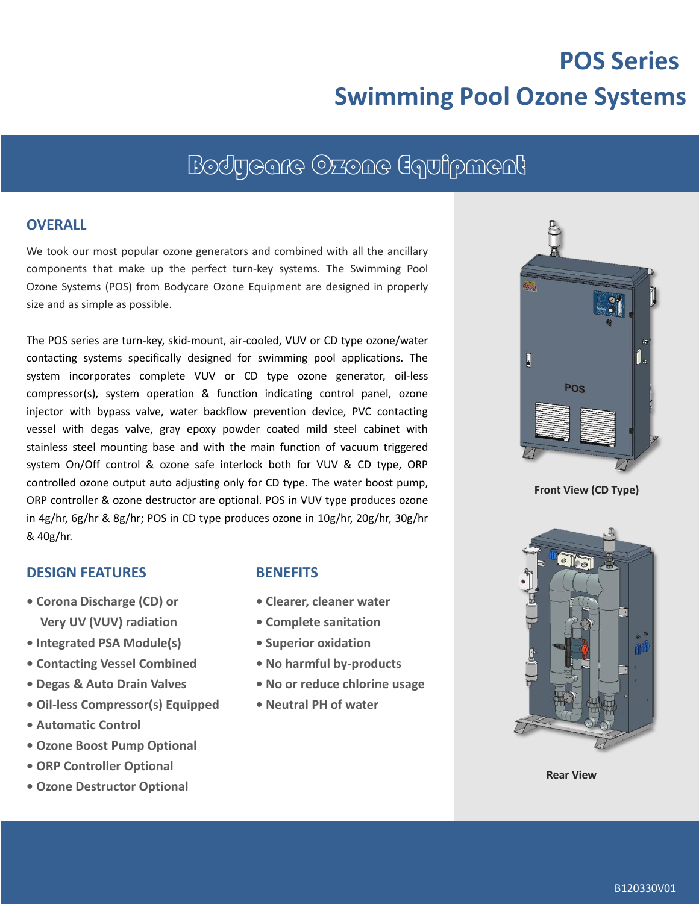# POS Series
# Swimming Pool Ozone Systems

## Bodycare Ozone Equipment

### OVERALL

We took our most popular ozone generators and combined with all the ancillary components that make up the perfect turn-key systems. The Swimming Pool Ozone Systems (POS) from Bodycare Ozone Equipment are designed in properly size and as simple as possible.

The POS series are turn-key, skid-mount, air-cooled, VUV or CD type ozone/water contacting systems specifically designed for swimming pool applications. The system incorporates complete VUV or CD type ozone generator, oil-less compressor(s), system operation & function indicating control panel, ozone injector with bypass valve, water backflow prevention device, PVC contacting vessel with degas valve, gray epoxy powder coated mild steel cabinet with stainless steel mounting base and with the main function of vacuum triggered system On/Off control & ozone safe interlock both for VUV & CD type, ORP controlled ozone output auto adjusting only for CD type. The water boost pump, ORP controller & ozone destructor are optional. POS in VUV type produces ozone in 4g/hr, 6g/hr & 8g/hr; POS in CD type produces ozone in 10g/hr, 20g/hr, 30g/hr & 40g/hr.

### DESIGN FEATURES

- **Corona Discharge (CD) or Very UV (VUV) radiation**
- **Integrated PSA Module(s)**
- **Contacting Vessel Combined**
- **Degas & Auto Drain Valves**
- **Oil-less Compressor(s) Equipped**
- **Automatic Control**
- **Ozone Boost Pump Optional**
- **ORP Controller Optional**
- **Ozone Destructor Optional**

### BENEFITS

- **Clearer, cleaner water**
- **Complete sanitation**
- **Superior oxidation**
- **No harmful by-products**
- **No or reduce chlorine usage**
- **Neutral PH of water**

Front View (CD Type)

Rear View

B120330V01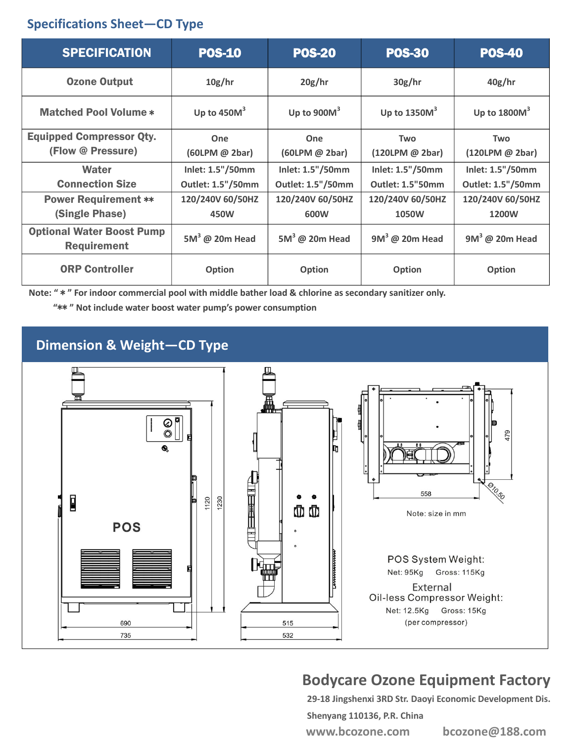## Specifications Sheet—CD Type

| SPECIFICATION | POS-10 | POS-20 | POS-30 | POS-40 |
|---|---|---|---|---|
| Ozone Output | 10g/hr | 20g/hr | 30g/hr | 40g/hr |
| Matched Pool Volume * | Up to 450M$^3$ | Up to 900M$^3$ | Up to 1350M$^3$ | Up to 1800M$^3$ |
| Equipped Compressor Qty. (Flow @ Pressure) | One (60LPM @ 2bar) | One (60LPM @ 2bar) | Two (120LPM @ 2bar) | Two (120LPM @ 2bar) |
| Water Connection Size | Inlet: 1.5"/50mm Outlet: 1.5"/50mm | Inlet: 1.5"/50mm Outlet: 1.5"/50mm | Inlet: 1.5"/50mm Outlet: 1.5"50mm | Inlet: 1.5"/50mm Outlet: 1.5"/50mm |
| Power Requirement ** (Single Phase) | 120/240V 60/50HZ 450W | 120/240V 60/50HZ 600W | 120/240V 60/50HZ 1050W | 120/240V 60/50HZ 1200W |
| Optional Water Boost Pump Requirement | 5M$^3$ @ 20m Head | 5M$^3$ @ 20m Head | 9M$^3$ @ 20m Head | 9M$^3$ @ 20m Head |
| ORP Controller | Option | Option | Option | Option |

Note: " * " For indoor commercial pool with middle bather load & chlorine as secondary sanitizer only.

"** " Not include water boost water pump's power consumption

## Dimension & Weight—CD Type

POS

1120, 1230, 690, 735, 515, 532, 479, 558, Ø10.50

Note: size in mm

POS System Weight:
Net: 95Kg Gross: 115Kg

External
Oil-less Compressor Weight:
Net: 12.5Kg Gross: 15Kg
(per compressor)

## Bodycare Ozone Equipment Factory

29-18 Jingshenxi 3RD Str. Daoyi Economic Development Dis.

Shenyang 110136, P.R. China

www.bcozone.com bcozone@188.com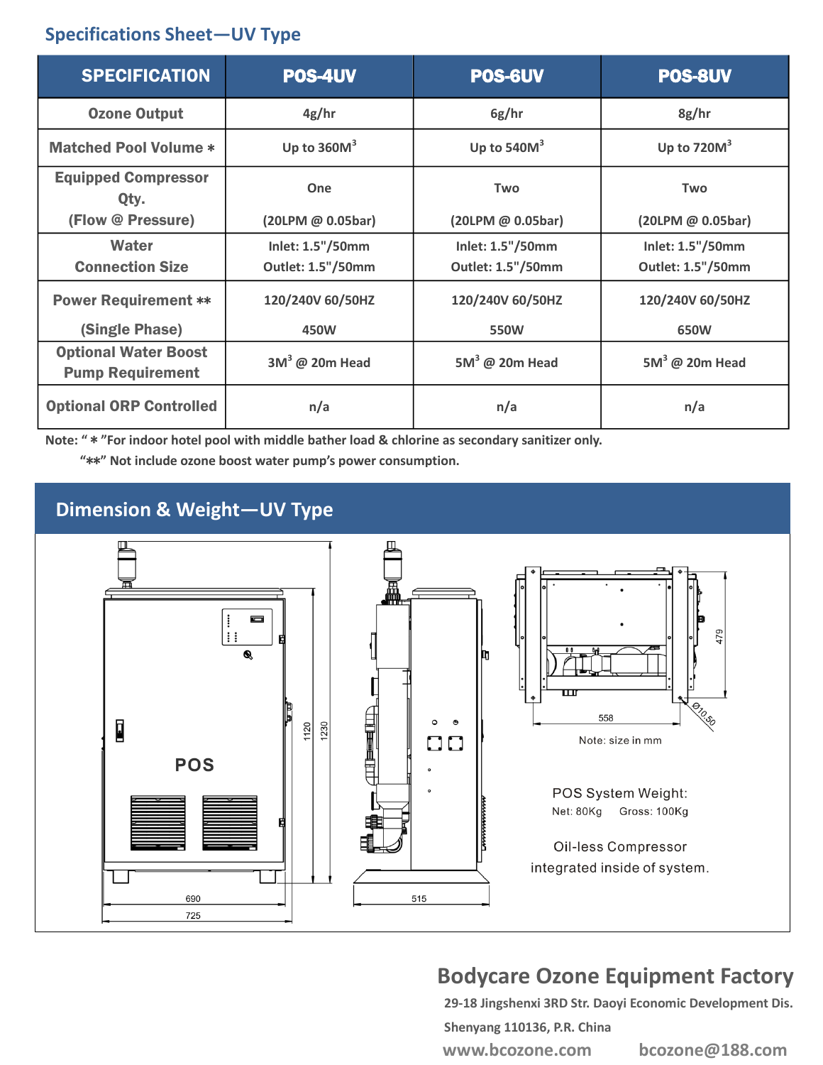## Specifications Sheet—UV Type

| SPECIFICATION | POS-4UV | POS-6UV | POS-8UV |
|---|---|---|---|
| Ozone Output | 4g/hr | 6g/hr | 8g/hr |
| Matched Pool Volume * | Up to $360M^3$ | Up to $540M^3$ | Up to $720M^3$ |
| Equipped Compressor Qty. (Flow @ Pressure) | One (20LPM @ 0.05bar) | Two (20LPM @ 0.05bar) | Two (20LPM @ 0.05bar) |
| Water Connection Size | Inlet: 1.5"/50mm Outlet: 1.5"/50mm | Inlet: 1.5"/50mm Outlet: 1.5"/50mm | Inlet: 1.5"/50mm Outlet: 1.5"/50mm |
| Power Requirement ** (Single Phase) | 120/240V 60/50HZ 450W | 120/240V 60/50HZ 550W | 120/240V 60/50HZ 650W |
| Optional Water Boost Pump Requirement | $3M^3$ @ 20m Head | $5M^3$ @ 20m Head | $5M^3$ @ 20m Head |
| Optional ORP Controlled | n/a | n/a | n/a |

Note: " * "For indoor hotel pool with middle bather load & chlorine as secondary sanitizer only.

"**" Not include ozone boost water pump's power consumption.

## Dimension & Weight—UV Type

POS

1120

1230

690

725

515

479

558

Ø10.50

Note: size in mm

POS System Weight:

Net: 80Kg Gross: 100Kg

Oil-less Compressor integrated inside of system.

**Bodycare Ozone Equipment Factory**

29-18 Jingshenxi 3RD Str. Daoyi Economic Development Dis.

Shenyang 110136, P.R. China

www.bcozone.com bcozone@188.com